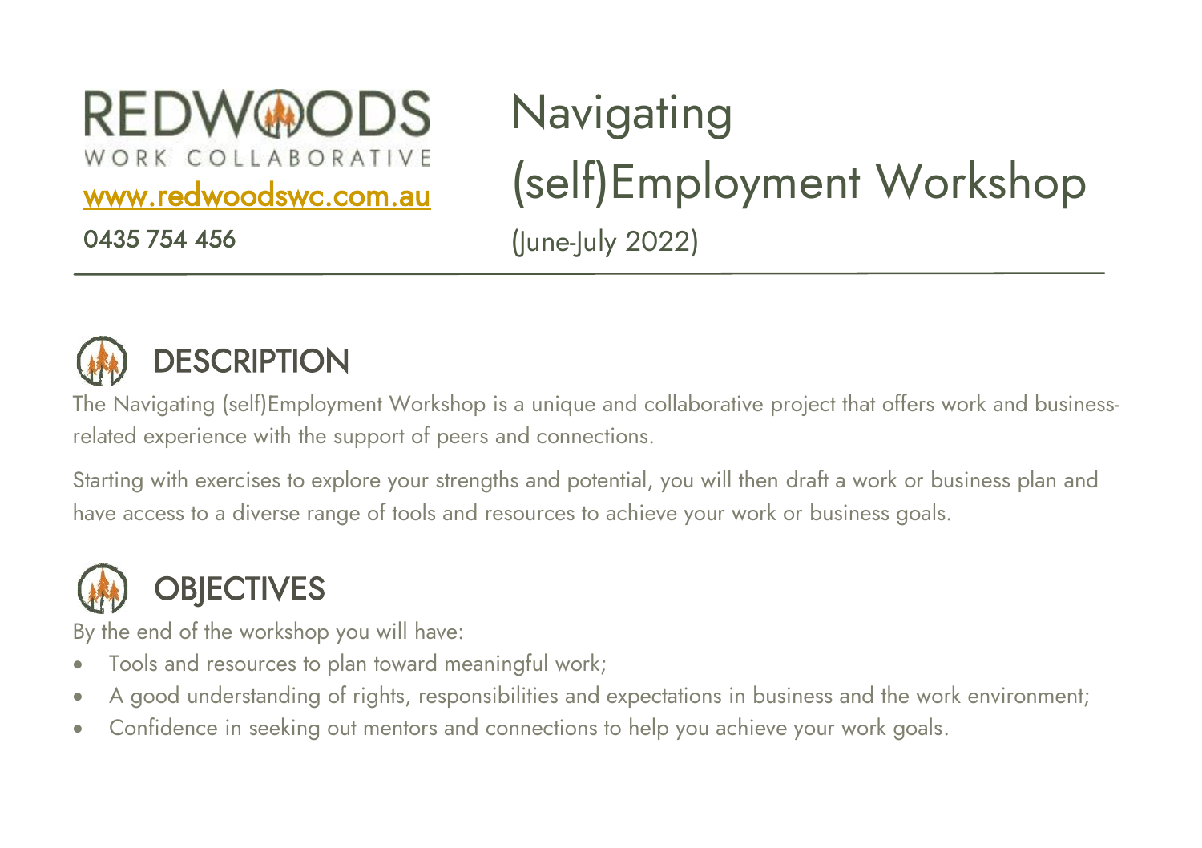REDWOODS
WORK COLLABORATIVE
[www.redwoodswc.com.au](http://www.redwoodswc.com.au)
0435 754 456

# Navigating (self)Employment Workshop

(June-July 2022)

---

## DESCRIPTION

The Navigating (self)Employment Workshop is a unique and collaborative project that offers work and business-related experience with the support of peers and connections.

Starting with exercises to explore your strengths and potential, you will then draft a work or business plan and have access to a diverse range of tools and resources to achieve your work or business goals.

## OBJECTIVES

By the end of the workshop you will have:

- Tools and resources to plan toward meaningful work;
- A good understanding of rights, responsibilities and expectations in business and the work environment;
- Confidence in seeking out mentors and connections to help you achieve your work goals.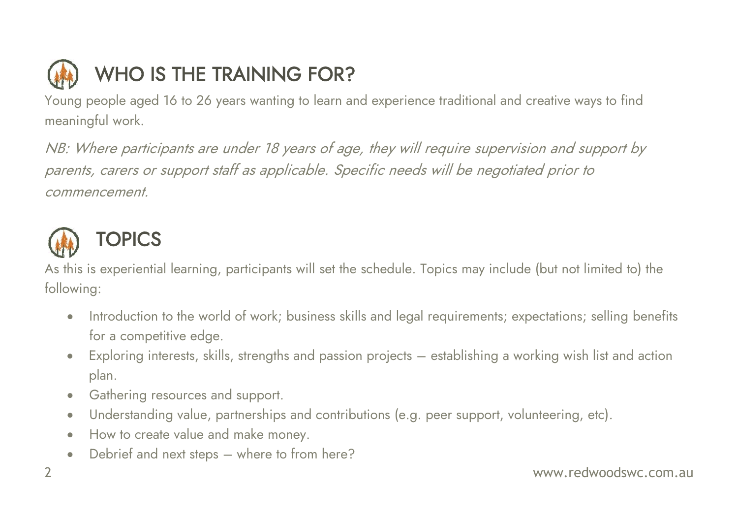## WHO IS THE TRAINING FOR?

Young people aged 16 to 26 years wanting to learn and experience traditional and creative ways to find meaningful work.

*NB: Where participants are under 18 years of age, they will require supervision and support by parents, carers or support staff as applicable. Specific needs will be negotiated prior to commencement.*

## TOPICS

As this is experiential learning, participants will set the schedule. Topics may include (but not limited to) the following:

- Introduction to the world of work; business skills and legal requirements; expectations; selling benefits for a competitive edge.
- Exploring interests, skills, strengths and passion projects – establishing a working wish list and action plan.
- Gathering resources and support.
- Understanding value, partnerships and contributions (e.g. peer support, volunteering, etc).
- How to create value and make money.
- Debrief and next steps – where to from here?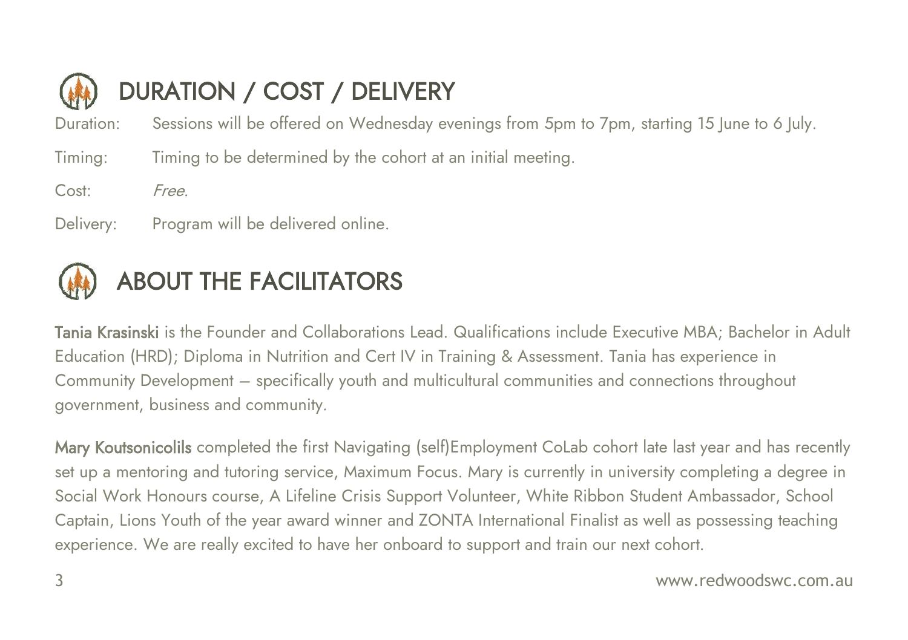## DURATION / COST / DELIVERY

Duration: Sessions will be offered on Wednesday evenings from 5pm to 7pm, starting 15 June to 6 July.

Timing: Timing to be determined by the cohort at an initial meeting.

Cost: *Free.*

Delivery: Program will be delivered online.

## ABOUT THE FACILITATORS

**Tania Krasinski** is the Founder and Collaborations Lead. Qualifications include Executive MBA; Bachelor in Adult Education (HRD); Diploma in Nutrition and Cert IV in Training & Assessment. Tania has experience in Community Development – specifically youth and multicultural communities and connections throughout government, business and community.

**Mary Koutsonicolils** completed the first Navigating (self)Employment CoLab cohort late last year and has recently set up a mentoring and tutoring service, Maximum Focus. Mary is currently in university completing a degree in Social Work Honours course, A Lifeline Crisis Support Volunteer, White Ribbon Student Ambassador, School Captain, Lions Youth of the year award winner and ZONTA International Finalist as well as possessing teaching experience. We are really excited to have her onboard to support and train our next cohort.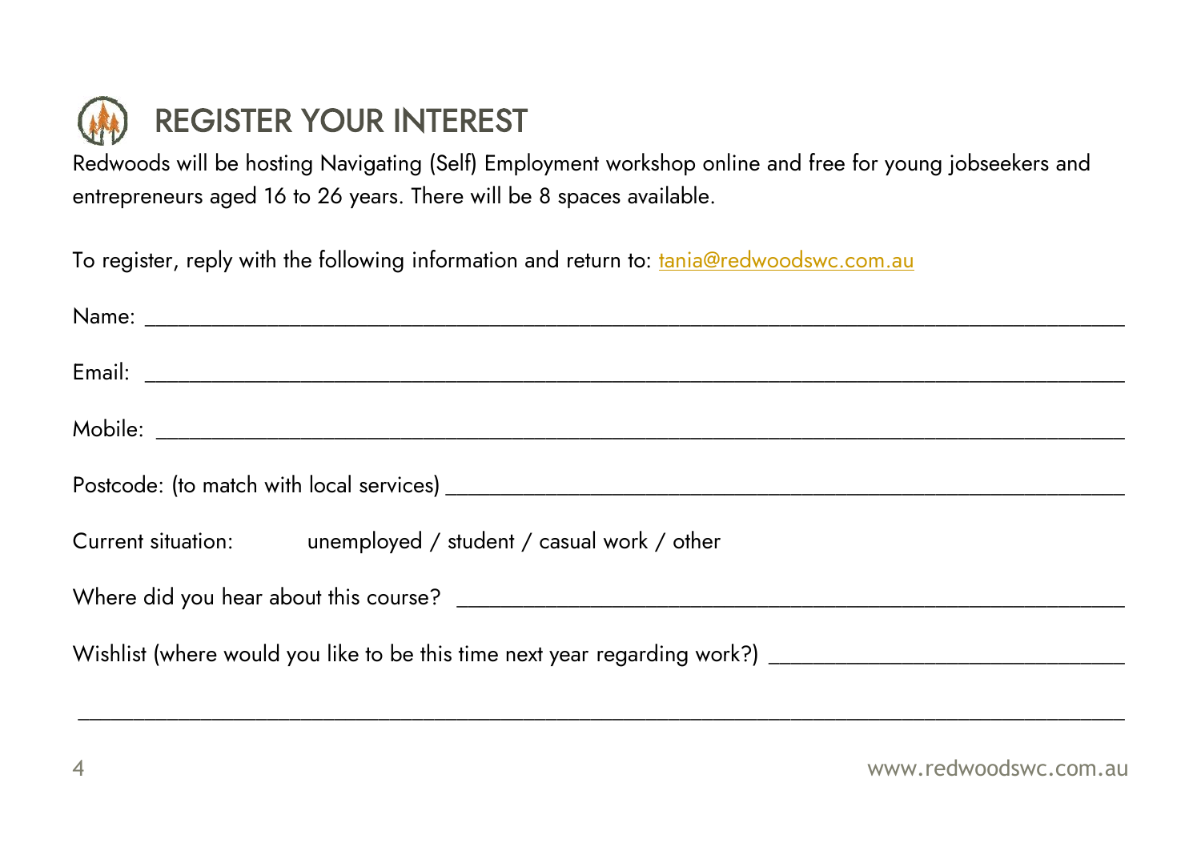## REGISTER YOUR INTEREST

Redwoods will be hosting Navigating (Self) Employment workshop online and free for young jobseekers and entrepreneurs aged 16 to 26 years. There will be 8 spaces available.

To register, reply with the following information and return to: tania@redwoodswc.com.au

Name: ______________________________________________________________________________

Email: ______________________________________________________________________________

Mobile: _____________________________________________________________________________

Postcode: (to match with local services) ________________________________________________

Current situation: unemployed / student / casual work / other

Where did you hear about this course? _________________________________________________

Wishlist (where would you like to be this time next year regarding work?) ______________________

_____________________________________________________________________________________

www.redwoodswc.com.au